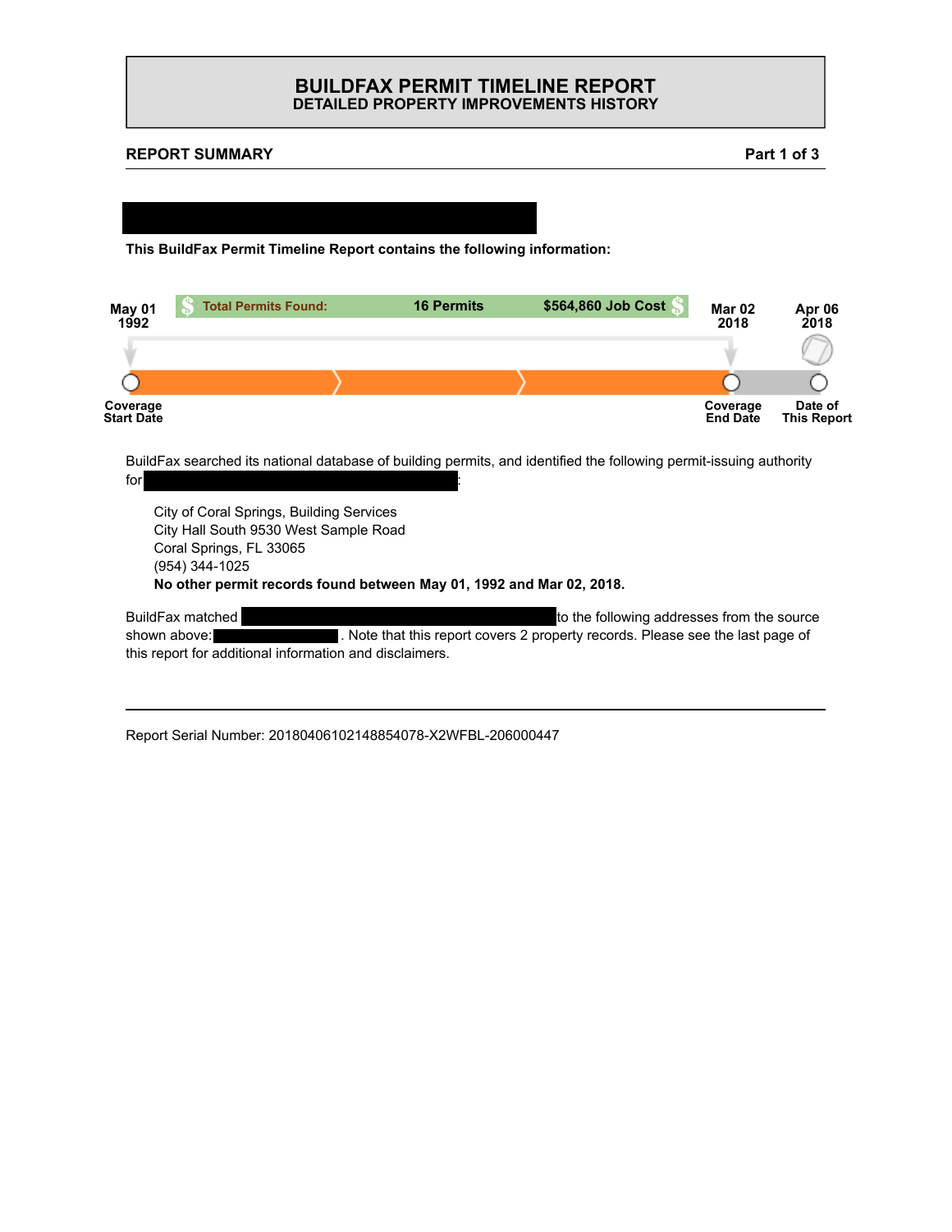# BUILDFAX PERMIT TIMELINE REPORT
## DETAILED PROPERTY IMPROVEMENTS HISTORY

**REPORT SUMMARY** | **Part 1 of 3**

**This BuildFax Permit Timeline Report contains the following information:**

| May 01 1992 | Total Permits Found: 16 Permits | $564,860 Job Cost | Mar 02 2018 | Apr 06 2018 |
|---|---|---|---|---|
| Coverage Start Date | | | Coverage End Date | Date of This Report |

BuildFax searched its national database of building permits, and identified the following permit-issuing authority for :

City of Coral Springs, Building Services
City Hall South 9530 West Sample Road
Coral Springs, FL 33065
(954) 344-1025
**No other permit records found between May 01, 1992 and Mar 02, 2018.**

BuildFax matched to the following addresses from the source shown above: . Note that this report covers 2 property records. Please see the last page of this report for additional information and disclaimers.

Report Serial Number: 20180406102148854078-X2WFBL-206000447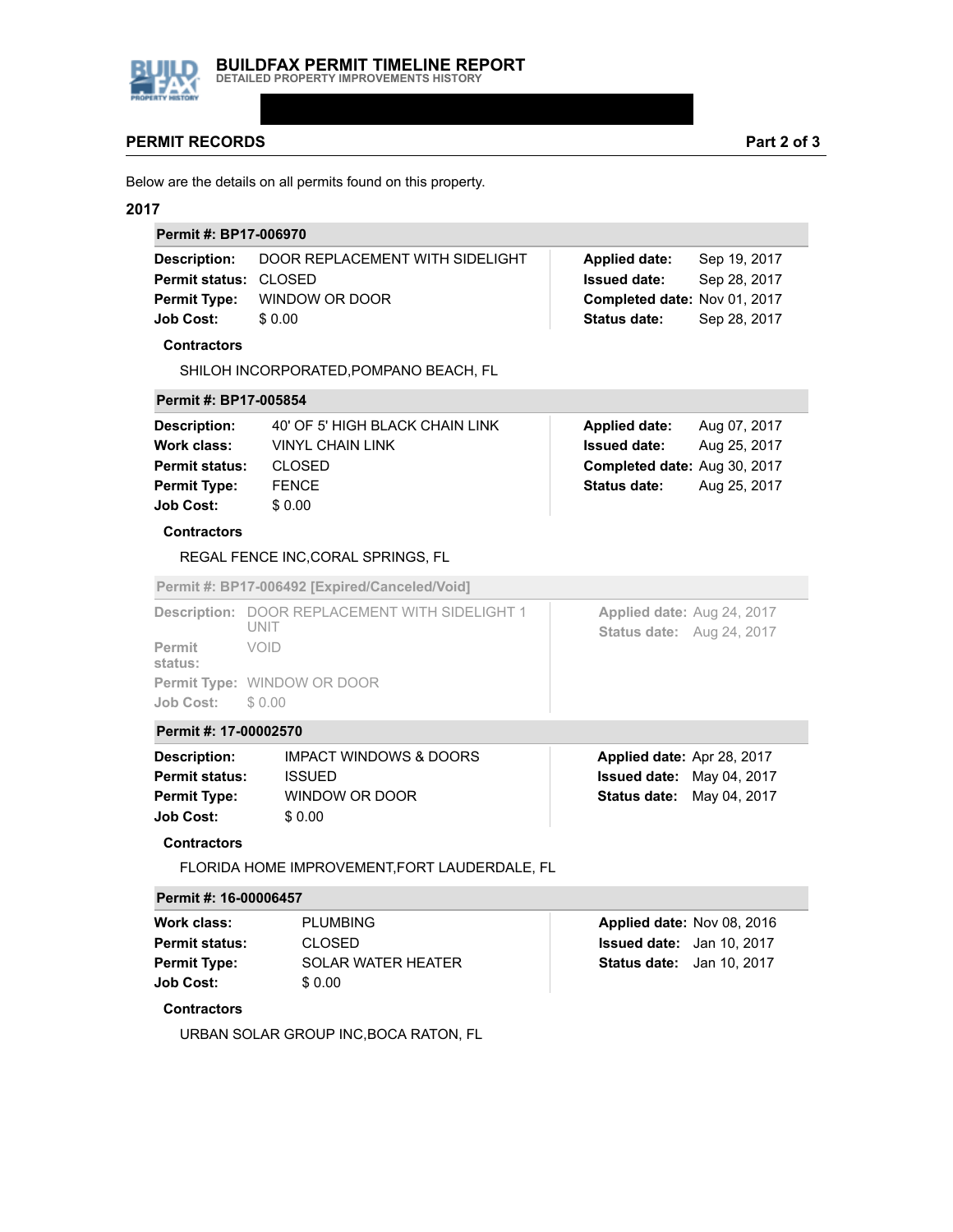# BUILDFAX PERMIT TIMELINE REPORT

DETAILED PROPERTY IMPROVEMENTS HISTORY

## PERMIT RECORDS

**Part 2 of 3**

Below are the details on all permits found on this property.

### 2017

**Permit #: BP17-006970**

| | | | |
|---|---|---|---|
| **Description:** | DOOR REPLACEMENT WITH SIDELIGHT | **Applied date:** | Sep 19, 2017 |
| **Permit status:** | CLOSED | **Issued date:** | Sep 28, 2017 |
| **Permit Type:** | WINDOW OR DOOR | **Completed date:** | Nov 01, 2017 |
| **Job Cost:** | $ 0.00 | **Status date:** | Sep 28, 2017 |

**Contractors**

SHILOH INCORPORATED,POMPANO BEACH, FL

**Permit #: BP17-005854**

| | | | |
|---|---|---|---|
| **Description:** | 40' OF 5' HIGH BLACK CHAIN LINK | **Applied date:** | Aug 07, 2017 |
| **Work class:** | VINYL CHAIN LINK | **Issued date:** | Aug 25, 2017 |
| **Permit status:** | CLOSED | **Completed date:** | Aug 30, 2017 |
| **Permit Type:** | FENCE | **Status date:** | Aug 25, 2017 |
| **Job Cost:** | $ 0.00 | | |

**Contractors**

REGAL FENCE INC,CORAL SPRINGS, FL

**Permit #: BP17-006492 [Expired/Canceled/Void]**

| | | | |
|---|---|---|---|
| **Description:** | DOOR REPLACEMENT WITH SIDELIGHT 1 UNIT | **Applied date:** | Aug 24, 2017 |
| **Permit status:** | VOID | **Status date:** | Aug 24, 2017 |
| **Permit Type:** | WINDOW OR DOOR | | |
| **Job Cost:** | $ 0.00 | | |

**Permit #: 17-00002570**

| | | | |
|---|---|---|---|
| **Description:** | IMPACT WINDOWS & DOORS | **Applied date:** | Apr 28, 2017 |
| **Permit status:** | ISSUED | **Issued date:** | May 04, 2017 |
| **Permit Type:** | WINDOW OR DOOR | **Status date:** | May 04, 2017 |
| **Job Cost:** | $ 0.00 | | |

**Contractors**

FLORIDA HOME IMPROVEMENT,FORT LAUDERDALE, FL

**Permit #: 16-00006457**

| | | | |
|---|---|---|---|
| **Work class:** | PLUMBING | **Applied date:** | Nov 08, 2016 |
| **Permit status:** | CLOSED | **Issued date:** | Jan 10, 2017 |
| **Permit Type:** | SOLAR WATER HEATER | **Status date:** | Jan 10, 2017 |
| **Job Cost:** | $ 0.00 | | |

**Contractors**

URBAN SOLAR GROUP INC,BOCA RATON, FL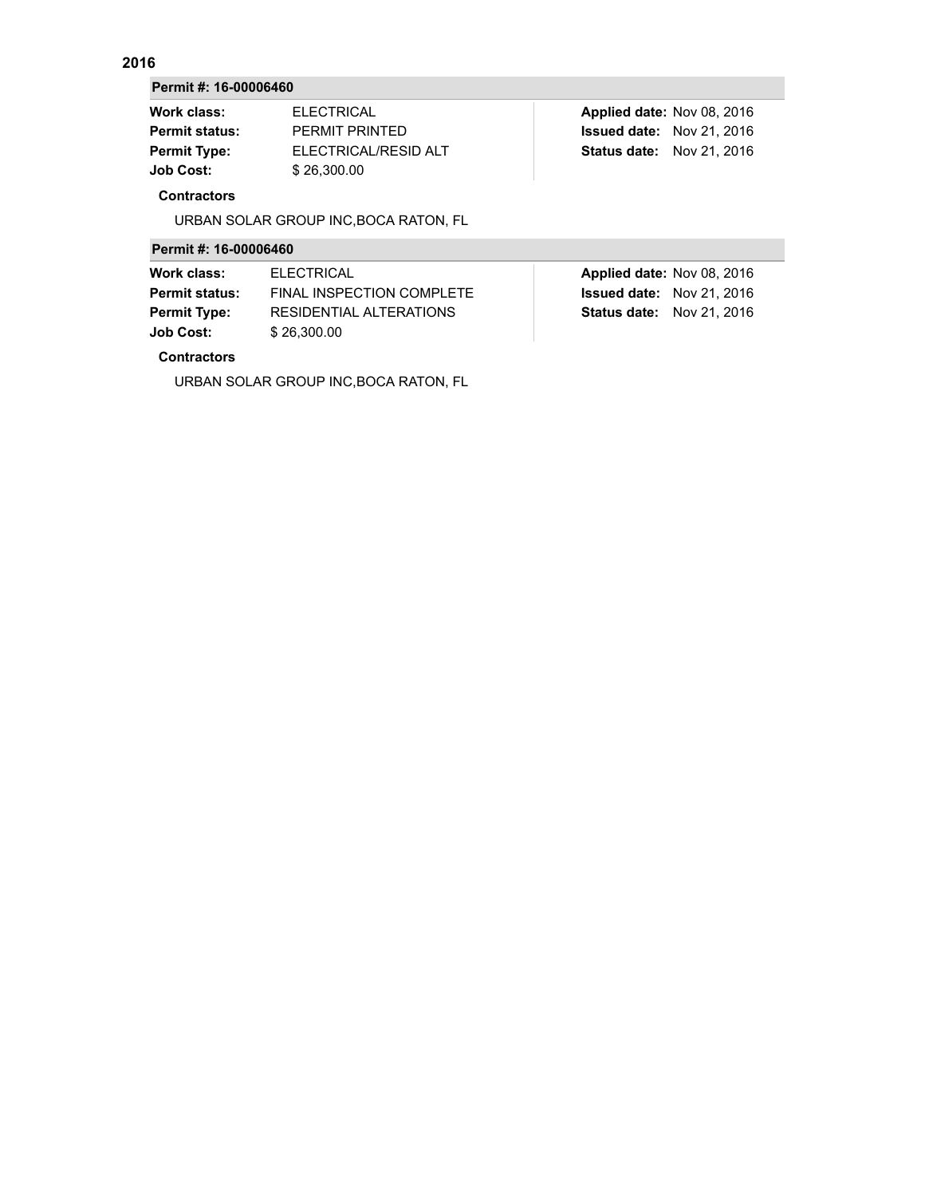## 2016

### Permit #: 16-00006460

| | | | |
|---|---|---|---|
| **Work class:** | ELECTRICAL | **Applied date:** | Nov 08, 2016 |
| **Permit status:** | PERMIT PRINTED | **Issued date:** | Nov 21, 2016 |
| **Permit Type:** | ELECTRICAL/RESID ALT | **Status date:** | Nov 21, 2016 |
| **Job Cost:** | $ 26,300.00 | | |

**Contractors**

URBAN SOLAR GROUP INC,BOCA RATON, FL

### Permit #: 16-00006460

| | | | |
|---|---|---|---|
| **Work class:** | ELECTRICAL | **Applied date:** | Nov 08, 2016 |
| **Permit status:** | FINAL INSPECTION COMPLETE | **Issued date:** | Nov 21, 2016 |
| **Permit Type:** | RESIDENTIAL ALTERATIONS | **Status date:** | Nov 21, 2016 |
| **Job Cost:** | $ 26,300.00 | | |

**Contractors**

URBAN SOLAR GROUP INC,BOCA RATON, FL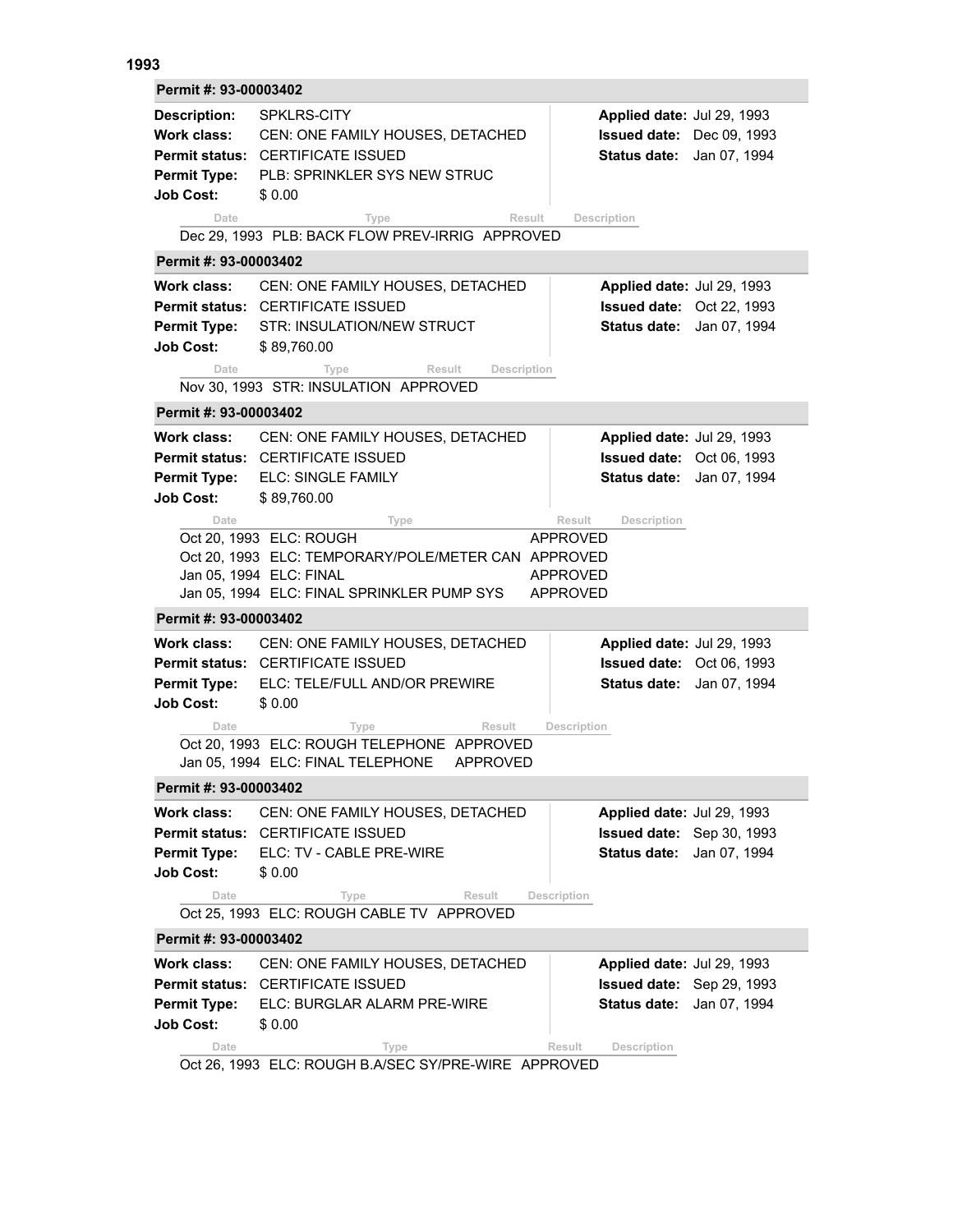## 1993

### Permit #: 93-00003402

**Description:** SPKLRS-CITY
**Work class:** CEN: ONE FAMILY HOUSES, DETACHED
**Permit status:** CERTIFICATE ISSUED
**Permit Type:** PLB: SPRINKLER SYS NEW STRUC
**Job Cost:** $ 0.00

**Applied date:** Jul 29, 1993
**Issued date:** Dec 09, 1993
**Status date:** Jan 07, 1994

| Date | Type | Result | Description |
|---|---|---|---|
| Dec 29, 1993 | PLB: BACK FLOW PREV-IRRIG | APPROVED | |

### Permit #: 93-00003402

**Work class:** CEN: ONE FAMILY HOUSES, DETACHED
**Permit status:** CERTIFICATE ISSUED
**Permit Type:** STR: INSULATION/NEW STRUCT
**Job Cost:** $ 89,760.00

**Applied date:** Jul 29, 1993
**Issued date:** Oct 22, 1993
**Status date:** Jan 07, 1994

| Date | Type | Result | Description |
|---|---|---|---|
| Nov 30, 1993 | STR: INSULATION | APPROVED | |

### Permit #: 93-00003402

**Work class:** CEN: ONE FAMILY HOUSES, DETACHED
**Permit status:** CERTIFICATE ISSUED
**Permit Type:** ELC: SINGLE FAMILY
**Job Cost:** $ 89,760.00

**Applied date:** Jul 29, 1993
**Issued date:** Oct 06, 1993
**Status date:** Jan 07, 1994

| Date | Type | Result | Description |
|---|---|---|---|
| Oct 20, 1993 | ELC: ROUGH | APPROVED | |
| Oct 20, 1993 | ELC: TEMPORARY/POLE/METER CAN | APPROVED | |
| Jan 05, 1994 | ELC: FINAL | APPROVED | |
| Jan 05, 1994 | ELC: FINAL SPRINKLER PUMP SYS | APPROVED | |

### Permit #: 93-00003402

**Work class:** CEN: ONE FAMILY HOUSES, DETACHED
**Permit status:** CERTIFICATE ISSUED
**Permit Type:** ELC: TELE/FULL AND/OR PREWIRE
**Job Cost:** $ 0.00

**Applied date:** Jul 29, 1993
**Issued date:** Oct 06, 1993
**Status date:** Jan 07, 1994

| Date | Type | Result | Description |
|---|---|---|---|
| Oct 20, 1993 | ELC: ROUGH TELEPHONE | APPROVED | |
| Jan 05, 1994 | ELC: FINAL TELEPHONE | APPROVED | |

### Permit #: 93-00003402

**Work class:** CEN: ONE FAMILY HOUSES, DETACHED
**Permit status:** CERTIFICATE ISSUED
**Permit Type:** ELC: TV - CABLE PRE-WIRE
**Job Cost:** $ 0.00

**Applied date:** Jul 29, 1993
**Issued date:** Sep 30, 1993
**Status date:** Jan 07, 1994

| Date | Type | Result | Description |
|---|---|---|---|
| Oct 25, 1993 | ELC: ROUGH CABLE TV | APPROVED | |

### Permit #: 93-00003402

**Work class:** CEN: ONE FAMILY HOUSES, DETACHED
**Permit status:** CERTIFICATE ISSUED
**Permit Type:** ELC: BURGLAR ALARM PRE-WIRE
**Job Cost:** $ 0.00

**Applied date:** Jul 29, 1993
**Issued date:** Sep 29, 1993
**Status date:** Jan 07, 1994

| Date | Type | Result | Description |
|---|---|---|---|
| Oct 26, 1993 | ELC: ROUGH B.A/SEC SY/PRE-WIRE | APPROVED | |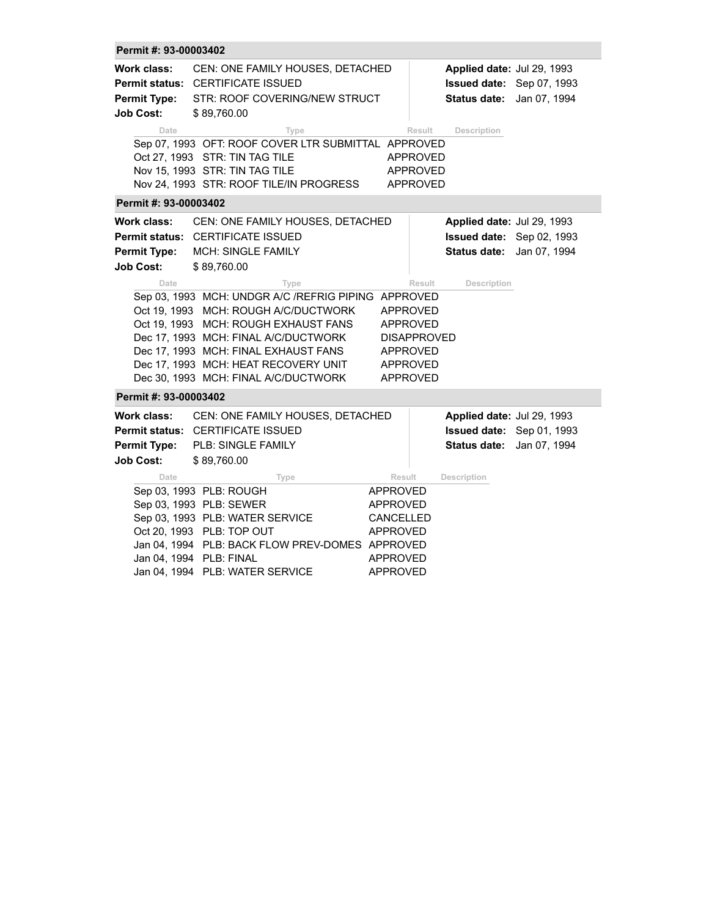**Permit #: 93-00003402**

**Work class:** CEN: ONE FAMILY HOUSES, DETACHED
**Permit status:** CERTIFICATE ISSUED
**Permit Type:** STR: ROOF COVERING/NEW STRUCT
**Job Cost:** $ 89,760.00

**Applied date:** Jul 29, 1993
**Issued date:** Sep 07, 1993
**Status date:** Jan 07, 1994

| Date | Type | Result | Description |
| --- | --- | --- | --- |
| Sep 07, 1993 | OFT: ROOF COVER LTR SUBMITTAL | APPROVED | |
| Oct 27, 1993 | STR: TIN TAG TILE | APPROVED | |
| Nov 15, 1993 | STR: TIN TAG TILE | APPROVED | |
| Nov 24, 1993 | STR: ROOF TILE/IN PROGRESS | APPROVED | |

**Permit #: 93-00003402**

**Work class:** CEN: ONE FAMILY HOUSES, DETACHED
**Permit status:** CERTIFICATE ISSUED
**Permit Type:** MCH: SINGLE FAMILY
**Job Cost:** $ 89,760.00

**Applied date:** Jul 29, 1993
**Issued date:** Sep 02, 1993
**Status date:** Jan 07, 1994

| Date | Type | Result | Description |
| --- | --- | --- | --- |
| Sep 03, 1993 | MCH: UNDGR A/C /REFRIG PIPING | APPROVED | |
| Oct 19, 1993 | MCH: ROUGH A/C/DUCTWORK | APPROVED | |
| Oct 19, 1993 | MCH: ROUGH EXHAUST FANS | APPROVED | |
| Dec 17, 1993 | MCH: FINAL A/C/DUCTWORK | DISAPPROVED | |
| Dec 17, 1993 | MCH: FINAL EXHAUST FANS | APPROVED | |
| Dec 17, 1993 | MCH: HEAT RECOVERY UNIT | APPROVED | |
| Dec 30, 1993 | MCH: FINAL A/C/DUCTWORK | APPROVED | |

**Permit #: 93-00003402**

**Work class:** CEN: ONE FAMILY HOUSES, DETACHED
**Permit status:** CERTIFICATE ISSUED
**Permit Type:** PLB: SINGLE FAMILY
**Job Cost:** $ 89,760.00

**Applied date:** Jul 29, 1993
**Issued date:** Sep 01, 1993
**Status date:** Jan 07, 1994

| Date | Type | Result | Description |
| --- | --- | --- | --- |
| Sep 03, 1993 | PLB: ROUGH | APPROVED | |
| Sep 03, 1993 | PLB: SEWER | APPROVED | |
| Sep 03, 1993 | PLB: WATER SERVICE | CANCELLED | |
| Oct 20, 1993 | PLB: TOP OUT | APPROVED | |
| Jan 04, 1994 | PLB: BACK FLOW PREV-DOMES | APPROVED | |
| Jan 04, 1994 | PLB: FINAL | APPROVED | |
| Jan 04, 1994 | PLB: WATER SERVICE | APPROVED | |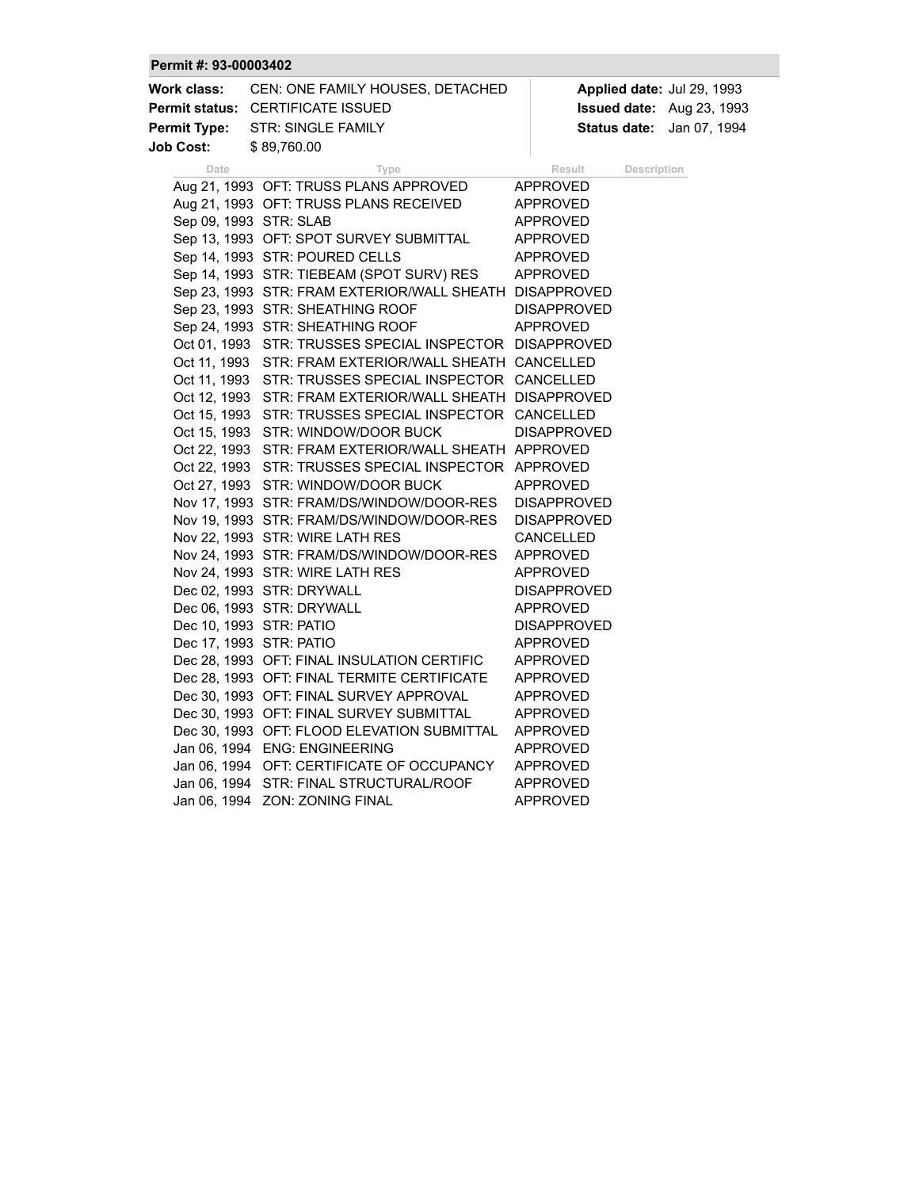**Permit #: 93-00003402**

| | | | |
|---|---|---|---|
| **Work class:** | CEN: ONE FAMILY HOUSES, DETACHED | **Applied date:** | Jul 29, 1993 |
| **Permit status:** | CERTIFICATE ISSUED | **Issued date:** | Aug 23, 1993 |
| **Permit Type:** | STR: SINGLE FAMILY | **Status date:** | Jan 07, 1994 |
| **Job Cost:** | $ 89,760.00 | | |

| Date | Type | Result | Description |
|---|---|---|---|
| Aug 21, 1993 | OFT: TRUSS PLANS APPROVED | APPROVED | |
| Aug 21, 1993 | OFT: TRUSS PLANS RECEIVED | APPROVED | |
| Sep 09, 1993 | STR: SLAB | APPROVED | |
| Sep 13, 1993 | OFT: SPOT SURVEY SUBMITTAL | APPROVED | |
| Sep 14, 1993 | STR: POURED CELLS | APPROVED | |
| Sep 14, 1993 | STR: TIEBEAM (SPOT SURV) RES | APPROVED | |
| Sep 23, 1993 | STR: FRAM EXTERIOR/WALL SHEATH | DISAPPROVED | |
| Sep 23, 1993 | STR: SHEATHING ROOF | DISAPPROVED | |
| Sep 24, 1993 | STR: SHEATHING ROOF | APPROVED | |
| Oct 01, 1993 | STR: TRUSSES SPECIAL INSPECTOR | DISAPPROVED | |
| Oct 11, 1993 | STR: FRAM EXTERIOR/WALL SHEATH | CANCELLED | |
| Oct 11, 1993 | STR: TRUSSES SPECIAL INSPECTOR | CANCELLED | |
| Oct 12, 1993 | STR: FRAM EXTERIOR/WALL SHEATH | DISAPPROVED | |
| Oct 15, 1993 | STR: TRUSSES SPECIAL INSPECTOR | CANCELLED | |
| Oct 15, 1993 | STR: WINDOW/DOOR BUCK | DISAPPROVED | |
| Oct 22, 1993 | STR: FRAM EXTERIOR/WALL SHEATH | APPROVED | |
| Oct 22, 1993 | STR: TRUSSES SPECIAL INSPECTOR | APPROVED | |
| Oct 27, 1993 | STR: WINDOW/DOOR BUCK | APPROVED | |
| Nov 17, 1993 | STR: FRAM/DS/WINDOW/DOOR-RES | DISAPPROVED | |
| Nov 19, 1993 | STR: FRAM/DS/WINDOW/DOOR-RES | DISAPPROVED | |
| Nov 22, 1993 | STR: WIRE LATH RES | CANCELLED | |
| Nov 24, 1993 | STR: FRAM/DS/WINDOW/DOOR-RES | APPROVED | |
| Nov 24, 1993 | STR: WIRE LATH RES | APPROVED | |
| Dec 02, 1993 | STR: DRYWALL | DISAPPROVED | |
| Dec 06, 1993 | STR: DRYWALL | APPROVED | |
| Dec 10, 1993 | STR: PATIO | DISAPPROVED | |
| Dec 17, 1993 | STR: PATIO | APPROVED | |
| Dec 28, 1993 | OFT: FINAL INSULATION CERTIFIC | APPROVED | |
| Dec 28, 1993 | OFT: FINAL TERMITE CERTIFICATE | APPROVED | |
| Dec 30, 1993 | OFT: FINAL SURVEY APPROVAL | APPROVED | |
| Dec 30, 1993 | OFT: FINAL SURVEY SUBMITTAL | APPROVED | |
| Dec 30, 1993 | OFT: FLOOD ELEVATION SUBMITTAL | APPROVED | |
| Jan 06, 1994 | ENG: ENGINEERING | APPROVED | |
| Jan 06, 1994 | OFT: CERTIFICATE OF OCCUPANCY | APPROVED | |
| Jan 06, 1994 | STR: FINAL STRUCTURAL/ROOF | APPROVED | |
| Jan 06, 1994 | ZON: ZONING FINAL | APPROVED | |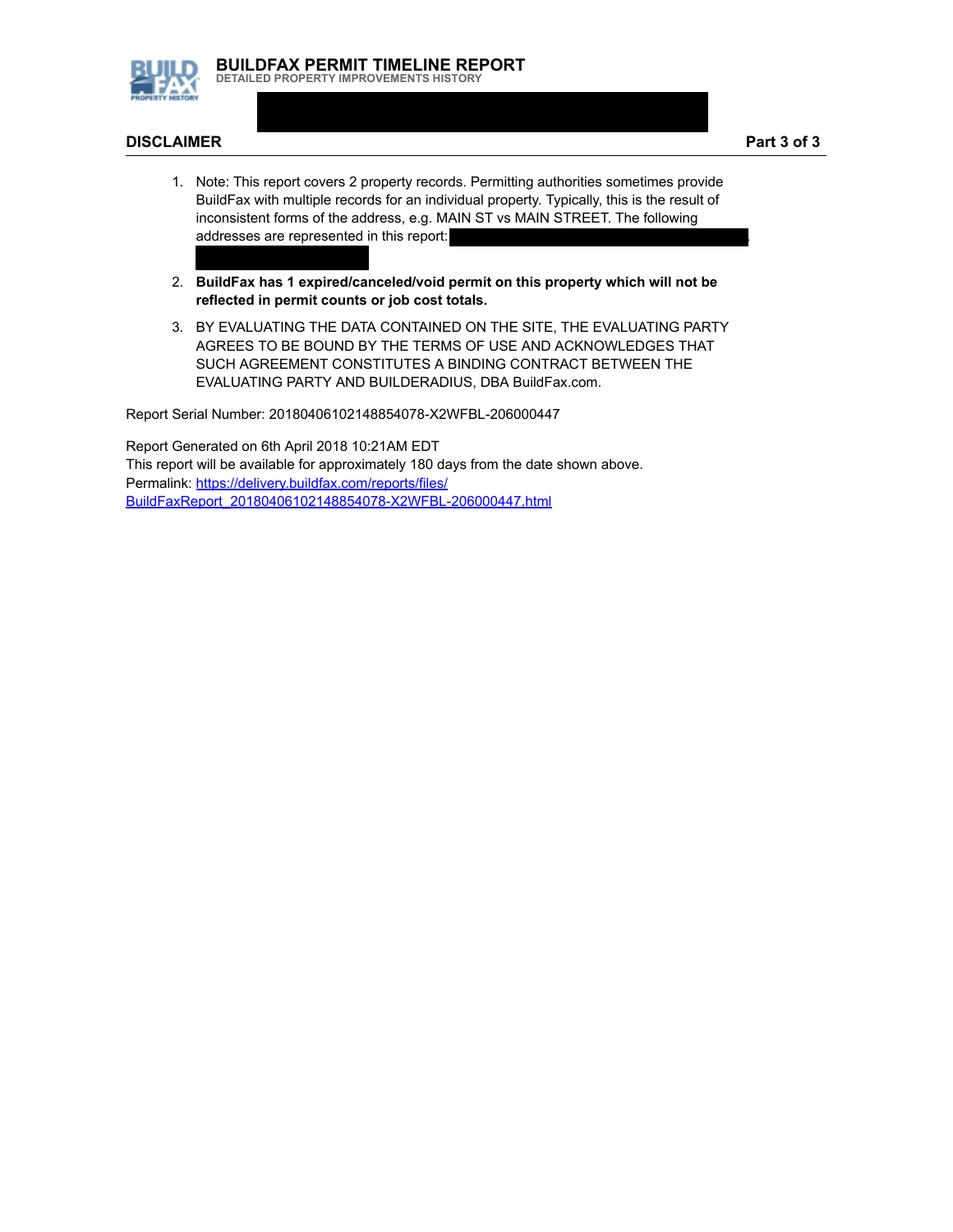## DISCLAIMER

Part 3 of 3

1. Note: This report covers 2 property records. Permitting authorities sometimes provide BuildFax with multiple records for an individual property. Typically, this is the result of inconsistent forms of the address, e.g. MAIN ST vs MAIN STREET. The following addresses are represented in this report:
2. **BuildFax has 1 expired/canceled/void permit on this property which will not be reflected in permit counts or job cost totals.**
3. BY EVALUATING THE DATA CONTAINED ON THE SITE, THE EVALUATING PARTY AGREES TO BE BOUND BY THE TERMS OF USE AND ACKNOWLEDGES THAT SUCH AGREEMENT CONSTITUTES A BINDING CONTRACT BETWEEN THE EVALUATING PARTY AND BUILDERADIUS, DBA BuildFax.com.

Report Serial Number: 20180406102148854078-X2WFBL-206000447

Report Generated on 6th April 2018 10:21AM EDT
This report will be available for approximately 180 days from the date shown above.
Permalink: [https://delivery.buildfax.com/reports/files/BuildFaxReport_20180406102148854078-X2WFBL-206000447.html](https://delivery.buildfax.com/reports/files/BuildFaxReport_20180406102148854078-X2WFBL-206000447.html)